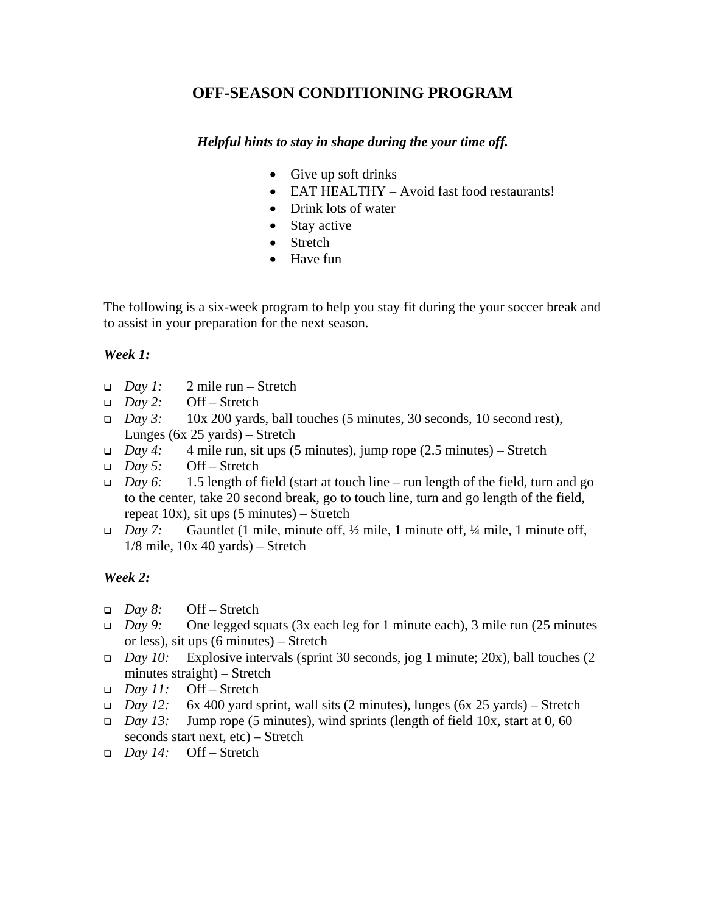# OFF-SEASON CONDITIONING PROGRAM

***Helpful hints to stay in shape during the your time off.***

- Give up soft drinks
- EAT HEALTHY – Avoid fast food restaurants!
- Drink lots of water
- Stay active
- Stretch
- Have fun

The following is a six-week program to help you stay fit during the your soccer break and to assist in your preparation for the next season.

***Week 1:***

- *Day 1:* 2 mile run – Stretch
- *Day 2:* Off – Stretch
- *Day 3:* 10x 200 yards, ball touches (5 minutes, 30 seconds, 10 second rest), Lunges (6x 25 yards) – Stretch
- *Day 4:* 4 mile run, sit ups (5 minutes), jump rope (2.5 minutes) – Stretch
- *Day 5:* Off – Stretch
- *Day 6:* 1.5 length of field (start at touch line – run length of the field, turn and go to the center, take 20 second break, go to touch line, turn and go length of the field, repeat 10x), sit ups (5 minutes) – Stretch
- *Day 7:* Gauntlet (1 mile, minute off, ½ mile, 1 minute off, ¼ mile, 1 minute off, 1/8 mile, 10x 40 yards) – Stretch

***Week 2:***

- *Day 8:* Off – Stretch
- *Day 9:* One legged squats (3x each leg for 1 minute each), 3 mile run (25 minutes or less), sit ups (6 minutes) – Stretch
- *Day 10:* Explosive intervals (sprint 30 seconds, jog 1 minute; 20x), ball touches (2 minutes straight) – Stretch
- *Day 11:* Off – Stretch
- *Day 12:* 6x 400 yard sprint, wall sits (2 minutes), lunges (6x 25 yards) – Stretch
- *Day 13:* Jump rope (5 minutes), wind sprints (length of field 10x, start at 0, 60 seconds start next, etc) – Stretch
- *Day 14:* Off – Stretch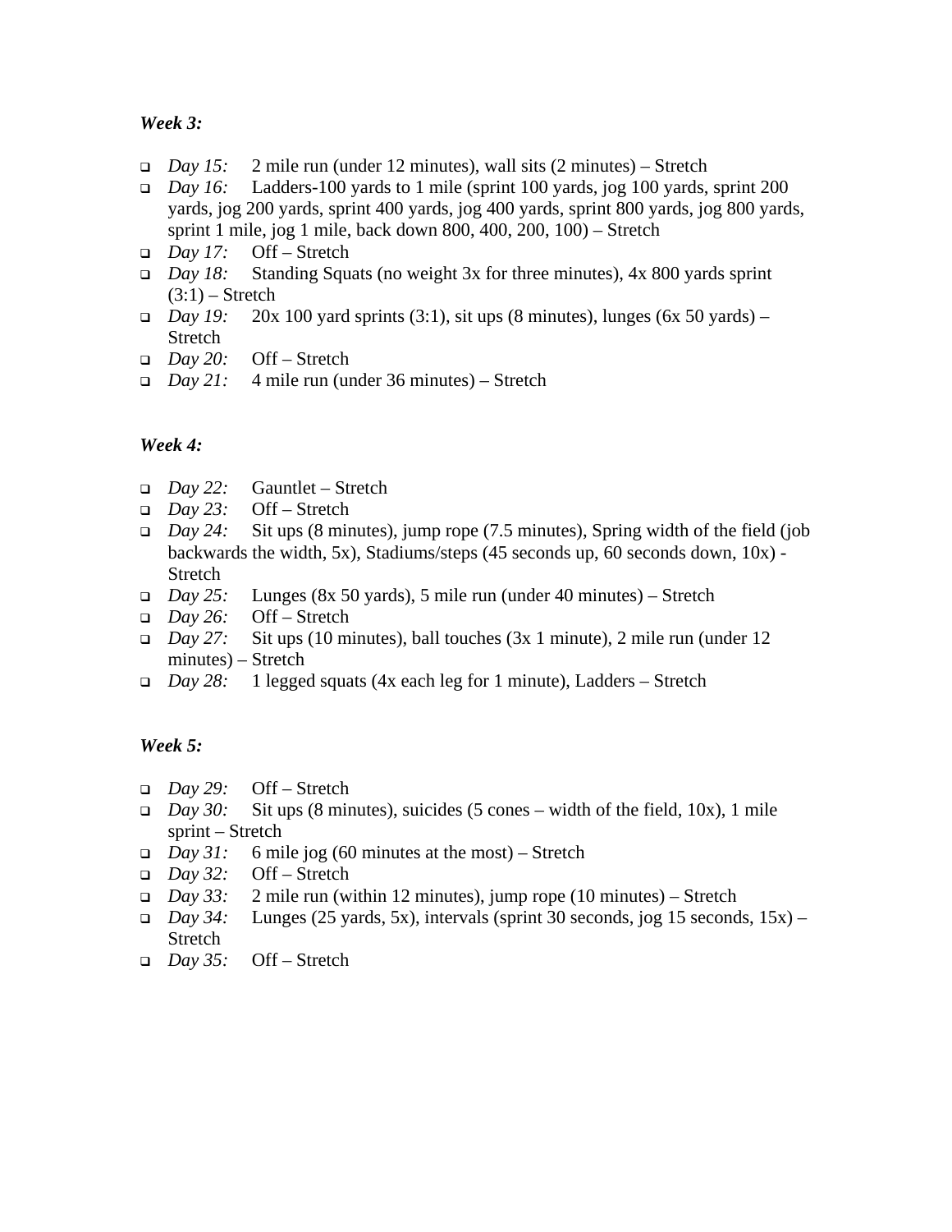***Week 3:***

- *Day 15:* 2 mile run (under 12 minutes), wall sits (2 minutes) – Stretch
- *Day 16:* Ladders-100 yards to 1 mile (sprint 100 yards, jog 100 yards, sprint 200 yards, jog 200 yards, sprint 400 yards, jog 400 yards, sprint 800 yards, jog 800 yards, sprint 1 mile, jog 1 mile, back down 800, 400, 200, 100) – Stretch
- *Day 17:* Off – Stretch
- *Day 18:* Standing Squats (no weight 3x for three minutes), 4x 800 yards sprint (3:1) – Stretch
- *Day 19:* 20x 100 yard sprints (3:1), sit ups (8 minutes), lunges (6x 50 yards) – Stretch
- *Day 20:* Off – Stretch
- *Day 21:* 4 mile run (under 36 minutes) – Stretch

***Week 4:***

- *Day 22:* Gauntlet – Stretch
- *Day 23:* Off – Stretch
- *Day 24:* Sit ups (8 minutes), jump rope (7.5 minutes), Spring width of the field (job backwards the width, 5x), Stadiums/steps (45 seconds up, 60 seconds down, 10x) - Stretch
- *Day 25:* Lunges (8x 50 yards), 5 mile run (under 40 minutes) – Stretch
- *Day 26:* Off – Stretch
- *Day 27:* Sit ups (10 minutes), ball touches (3x 1 minute), 2 mile run (under 12 minutes) – Stretch
- *Day 28:* 1 legged squats (4x each leg for 1 minute), Ladders – Stretch

***Week 5:***

- *Day 29:* Off – Stretch
- *Day 30:* Sit ups (8 minutes), suicides (5 cones – width of the field, 10x), 1 mile sprint – Stretch
- *Day 31:* 6 mile jog (60 minutes at the most) – Stretch
- *Day 32:* Off – Stretch
- *Day 33:* 2 mile run (within 12 minutes), jump rope (10 minutes) – Stretch
- *Day 34:* Lunges (25 yards, 5x), intervals (sprint 30 seconds, jog 15 seconds, 15x) – Stretch
- *Day 35:* Off – Stretch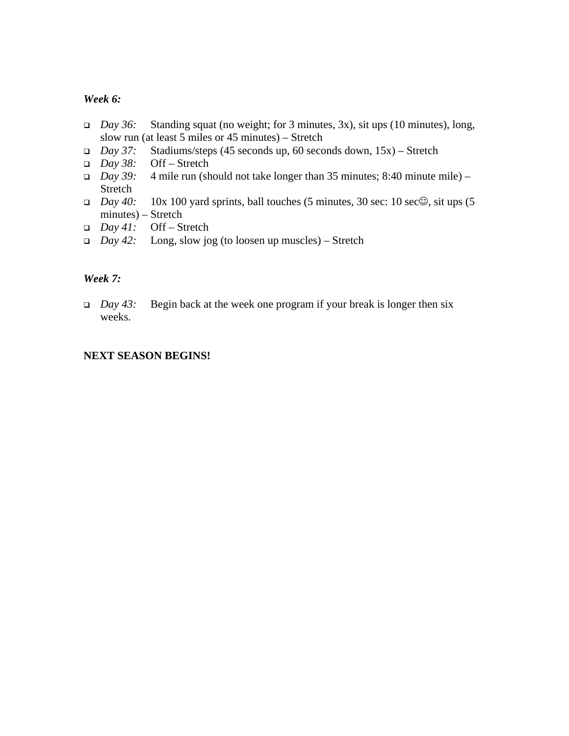***Week 6:***

- *Day 36:* Standing squat (no weight; for 3 minutes, 3x), sit ups (10 minutes), long, slow run (at least 5 miles or 45 minutes) – Stretch
- *Day 37:* Stadiums/steps (45 seconds up, 60 seconds down, 15x) – Stretch
- *Day 38:* Off – Stretch
- *Day 39:* 4 mile run (should not take longer than 35 minutes; 8:40 minute mile) – Stretch
- *Day 40:* 10x 100 yard sprints, ball touches (5 minutes, 30 sec: 10 sec☺, sit ups (5 minutes) – Stretch
- *Day 41:* Off – Stretch
- *Day 42:* Long, slow jog (to loosen up muscles) – Stretch

***Week 7:***

- *Day 43:* Begin back at the week one program if your break is longer then six weeks.

**NEXT SEASON BEGINS!**